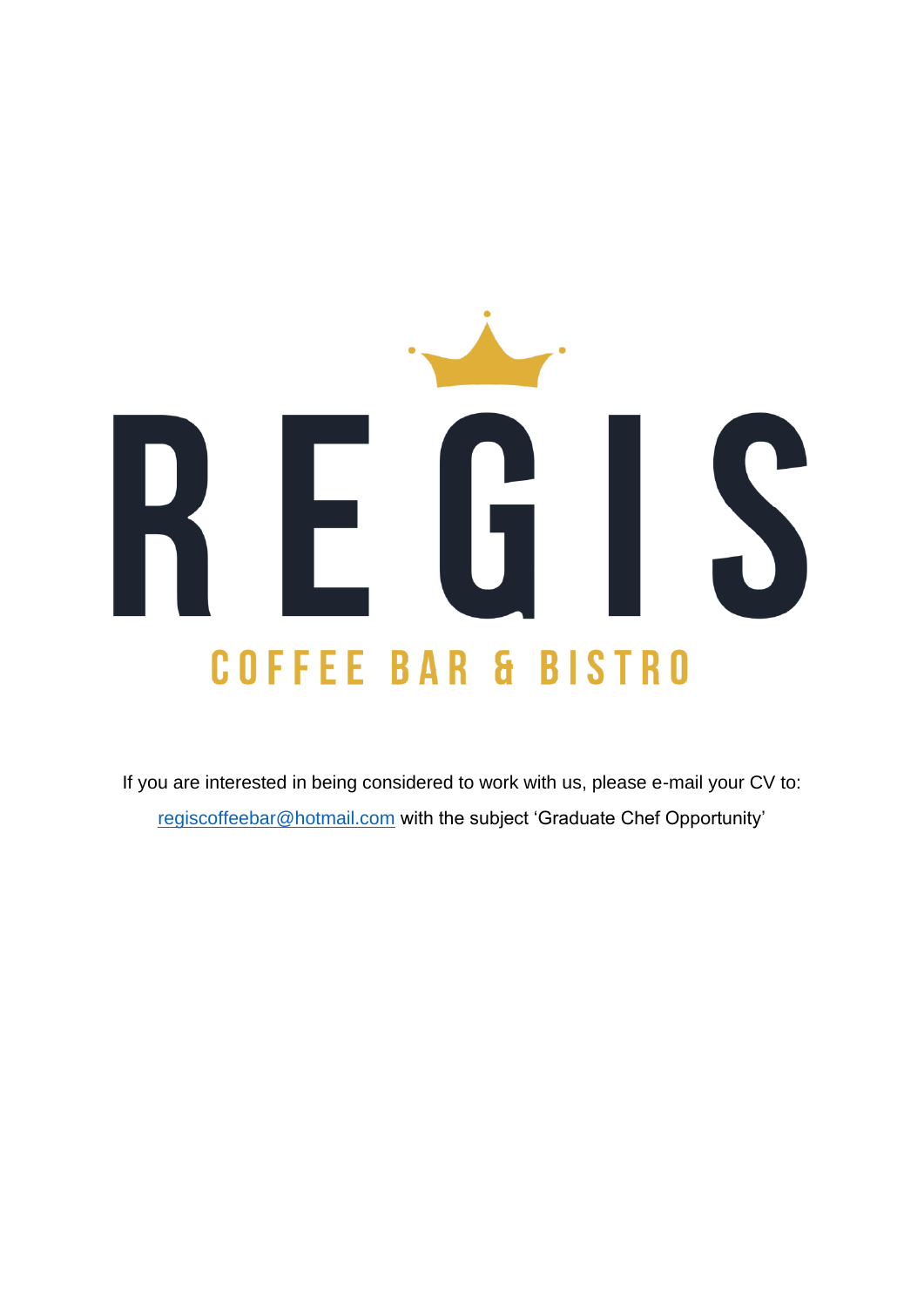# REGIS

## COFFEE BAR & BISTRO

If you are interested in being considered to work with us, please e-mail your CV to: regiscoffeebar@hotmail.com with the subject 'Graduate Chef Opportunity'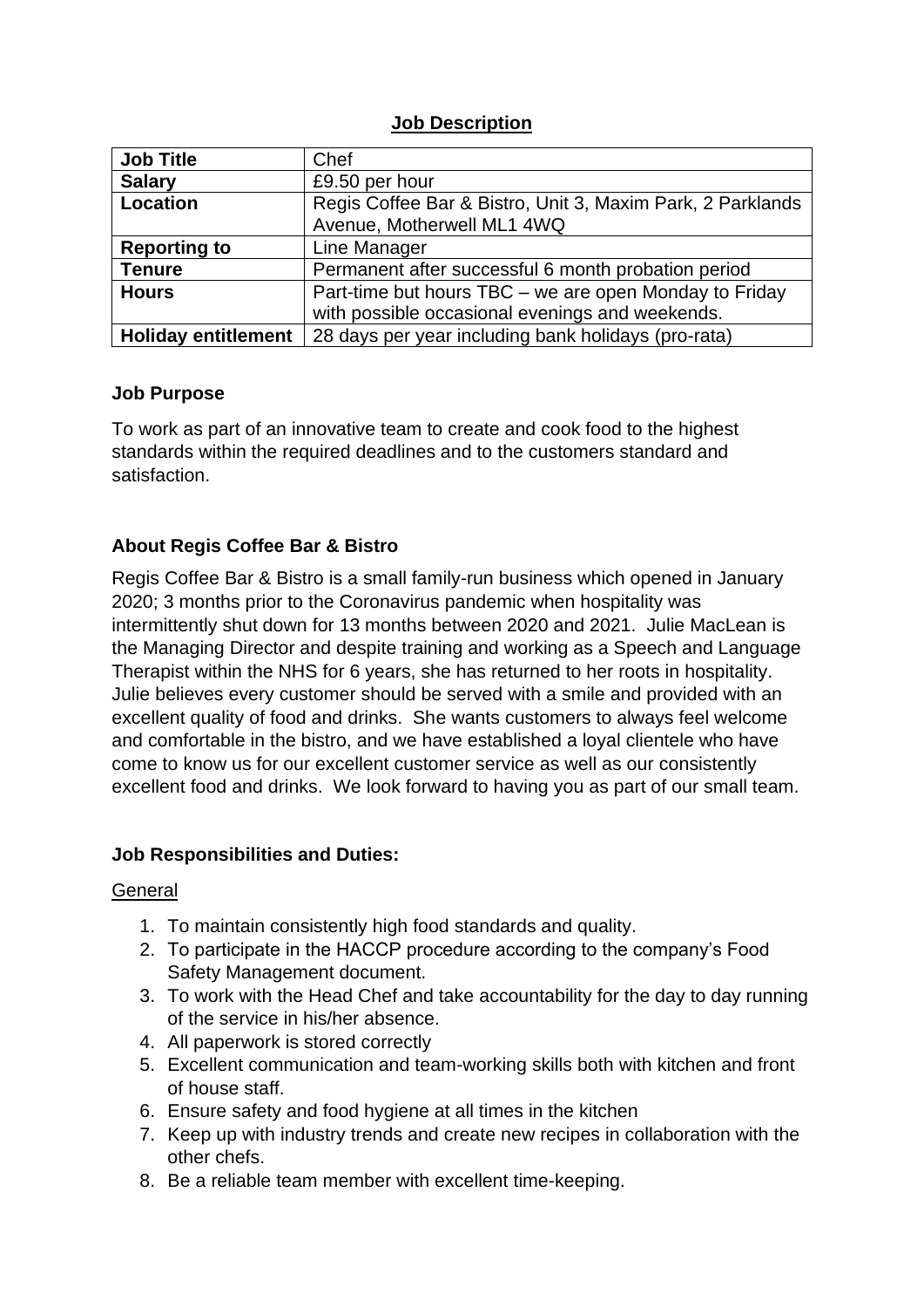## Job Description

| Job Title | Chef |
|---|---|
| **Salary** | £9.50 per hour |
| **Location** | Regis Coffee Bar & Bistro, Unit 3, Maxim Park, 2 Parklands Avenue, Motherwell ML1 4WQ |
| **Reporting to** | Line Manager |
| **Tenure** | Permanent after successful 6 month probation period |
| **Hours** | Part-time but hours TBC – we are open Monday to Friday with possible occasional evenings and weekends. |
| **Holiday entitlement** | 28 days per year including bank holidays (pro-rata) |

### Job Purpose

To work as part of an innovative team to create and cook food to the highest standards within the required deadlines and to the customers standard and satisfaction.

### About Regis Coffee Bar & Bistro

Regis Coffee Bar & Bistro is a small family-run business which opened in January 2020; 3 months prior to the Coronavirus pandemic when hospitality was intermittently shut down for 13 months between 2020 and 2021. Julie MacLean is the Managing Director and despite training and working as a Speech and Language Therapist within the NHS for 6 years, she has returned to her roots in hospitality. Julie believes every customer should be served with a smile and provided with an excellent quality of food and drinks. She wants customers to always feel welcome and comfortable in the bistro, and we have established a loyal clientele who have come to know us for our excellent customer service as well as our consistently excellent food and drinks. We look forward to having you as part of our small team.

### Job Responsibilities and Duties:

General

1. To maintain consistently high food standards and quality.
2. To participate in the HACCP procedure according to the company's Food Safety Management document.
3. To work with the Head Chef and take accountability for the day to day running of the service in his/her absence.
4. All paperwork is stored correctly
5. Excellent communication and team-working skills both with kitchen and front of house staff.
6. Ensure safety and food hygiene at all times in the kitchen
7. Keep up with industry trends and create new recipes in collaboration with the other chefs.
8. Be a reliable team member with excellent time-keeping.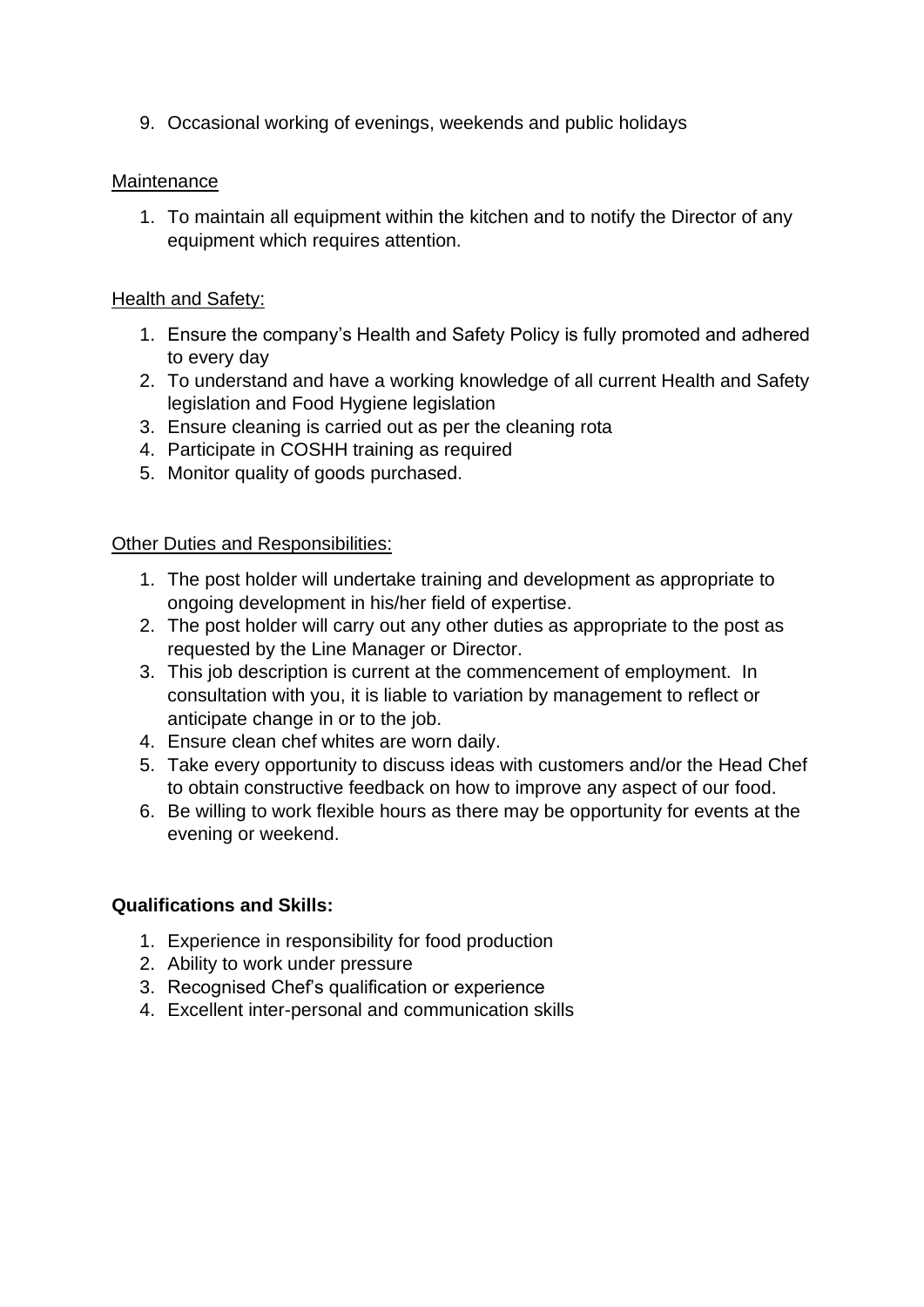9. Occasional working of evenings, weekends and public holidays

Maintenance

1. To maintain all equipment within the kitchen and to notify the Director of any equipment which requires attention.

Health and Safety:

1. Ensure the company's Health and Safety Policy is fully promoted and adhered to every day
2. To understand and have a working knowledge of all current Health and Safety legislation and Food Hygiene legislation
3. Ensure cleaning is carried out as per the cleaning rota
4. Participate in COSHH training as required
5. Monitor quality of goods purchased.

Other Duties and Responsibilities:

1. The post holder will undertake training and development as appropriate to ongoing development in his/her field of expertise.
2. The post holder will carry out any other duties as appropriate to the post as requested by the Line Manager or Director.
3. This job description is current at the commencement of employment. In consultation with you, it is liable to variation by management to reflect or anticipate change in or to the job.
4. Ensure clean chef whites are worn daily.
5. Take every opportunity to discuss ideas with customers and/or the Head Chef to obtain constructive feedback on how to improve any aspect of our food.
6. Be willing to work flexible hours as there may be opportunity for events at the evening or weekend.

**Qualifications and Skills:**

1. Experience in responsibility for food production
2. Ability to work under pressure
3. Recognised Chef's qualification or experience
4. Excellent inter-personal and communication skills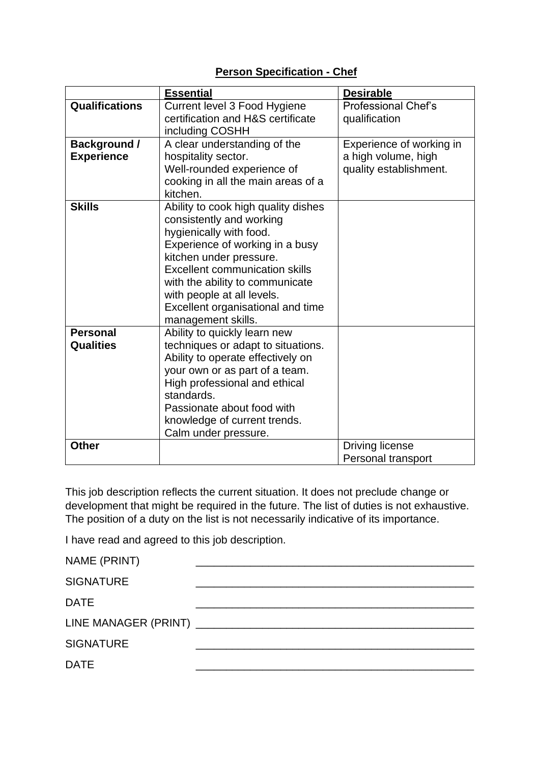**Person Specification - Chef**

| | **Essential** | **Desirable** |
|---|---|---|
| **Qualifications** | Current level 3 Food Hygiene certification and H&S certificate including COSHH | Professional Chef's qualification |
| **Background / Experience** | A clear understanding of the hospitality sector.<br>Well-rounded experience of cooking in all the main areas of a kitchen. | Experience of working in a high volume, high quality establishment. |
| **Skills** | Ability to cook high quality dishes consistently and working hygienically with food.<br>Experience of working in a busy kitchen under pressure.<br>Excellent communication skills with the ability to communicate with people at all levels.<br>Excellent organisational and time management skills. | |
| **Personal Qualities** | Ability to quickly learn new techniques or adapt to situations.<br>Ability to operate effectively on your own or as part of a team.<br>High professional and ethical standards.<br>Passionate about food with knowledge of current trends.<br>Calm under pressure. | |
| **Other** | | Driving license<br>Personal transport |

This job description reflects the current situation. It does not preclude change or development that might be required in the future. The list of duties is not exhaustive. The position of a duty on the list is not necessarily indicative of its importance.

I have read and agreed to this job description.

NAME (PRINT) _______________________________________________

SIGNATURE _______________________________________________

DATE _______________________________________________

LINE MANAGER (PRINT) _______________________________________________

SIGNATURE _______________________________________________

DATE _______________________________________________